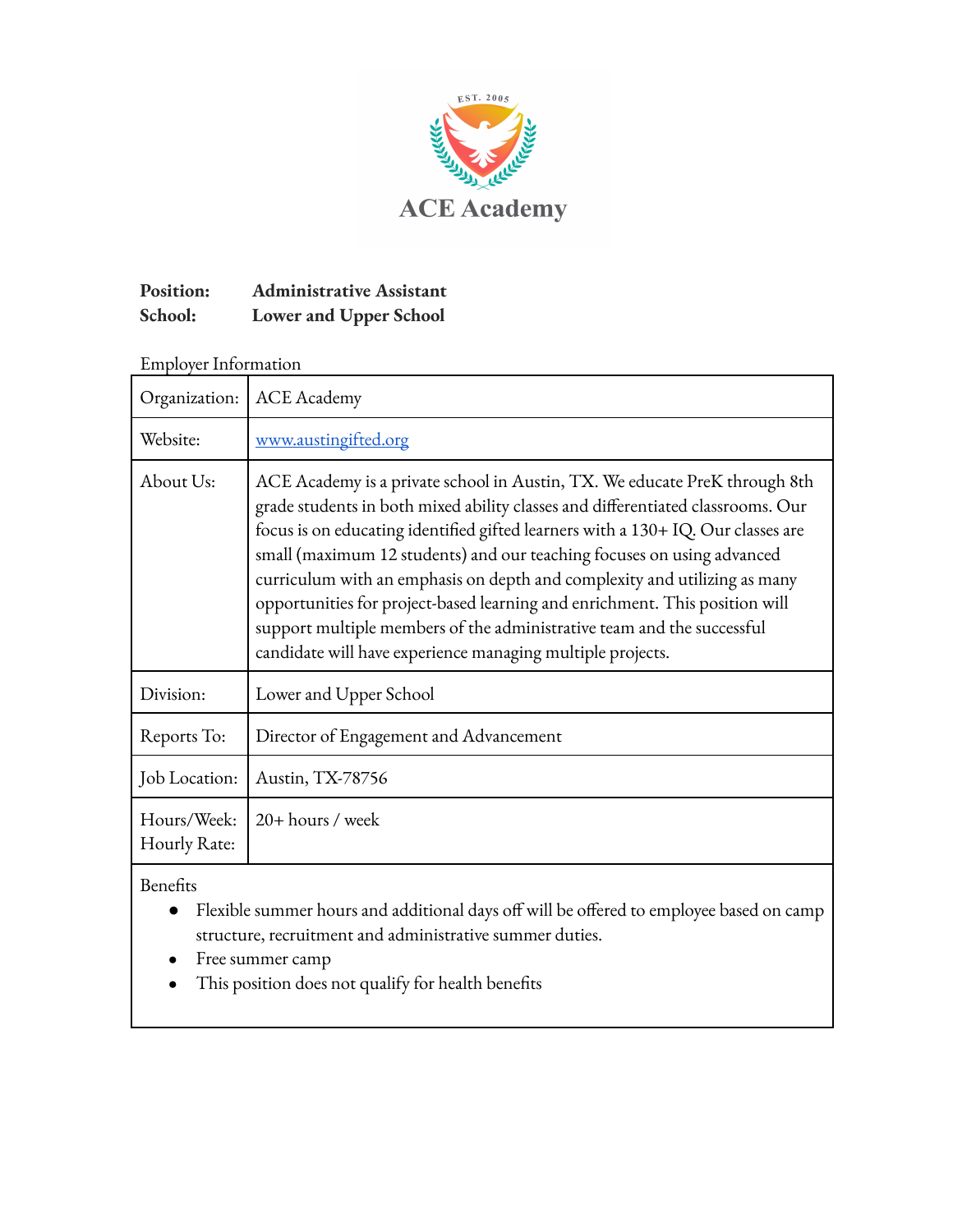# ACE Academy

**Position:** **Administrative Assistant**
**School:** **Lower and Upper School**

Employer Information

| Organization: | ACE Academy |
|---|---|
| Website: | www.austingifted.org |
| About Us: | ACE Academy is a private school in Austin, TX. We educate PreK through 8th grade students in both mixed ability classes and differentiated classrooms. Our focus is on educating identified gifted learners with a 130+ IQ. Our classes are small (maximum 12 students) and our teaching focuses on using advanced curriculum with an emphasis on depth and complexity and utilizing as many opportunities for project-based learning and enrichment. This position will support multiple members of the administrative team and the successful candidate will have experience managing multiple projects. |
| Division: | Lower and Upper School |
| Reports To: | Director of Engagement and Advancement |
| Job Location: | Austin, TX-78756 |
| Hours/Week: Hourly Rate: | 20+ hours / week |

Benefits

- Flexible summer hours and additional days off will be offered to employee based on camp structure, recruitment and administrative summer duties.
- Free summer camp
- This position does not qualify for health benefits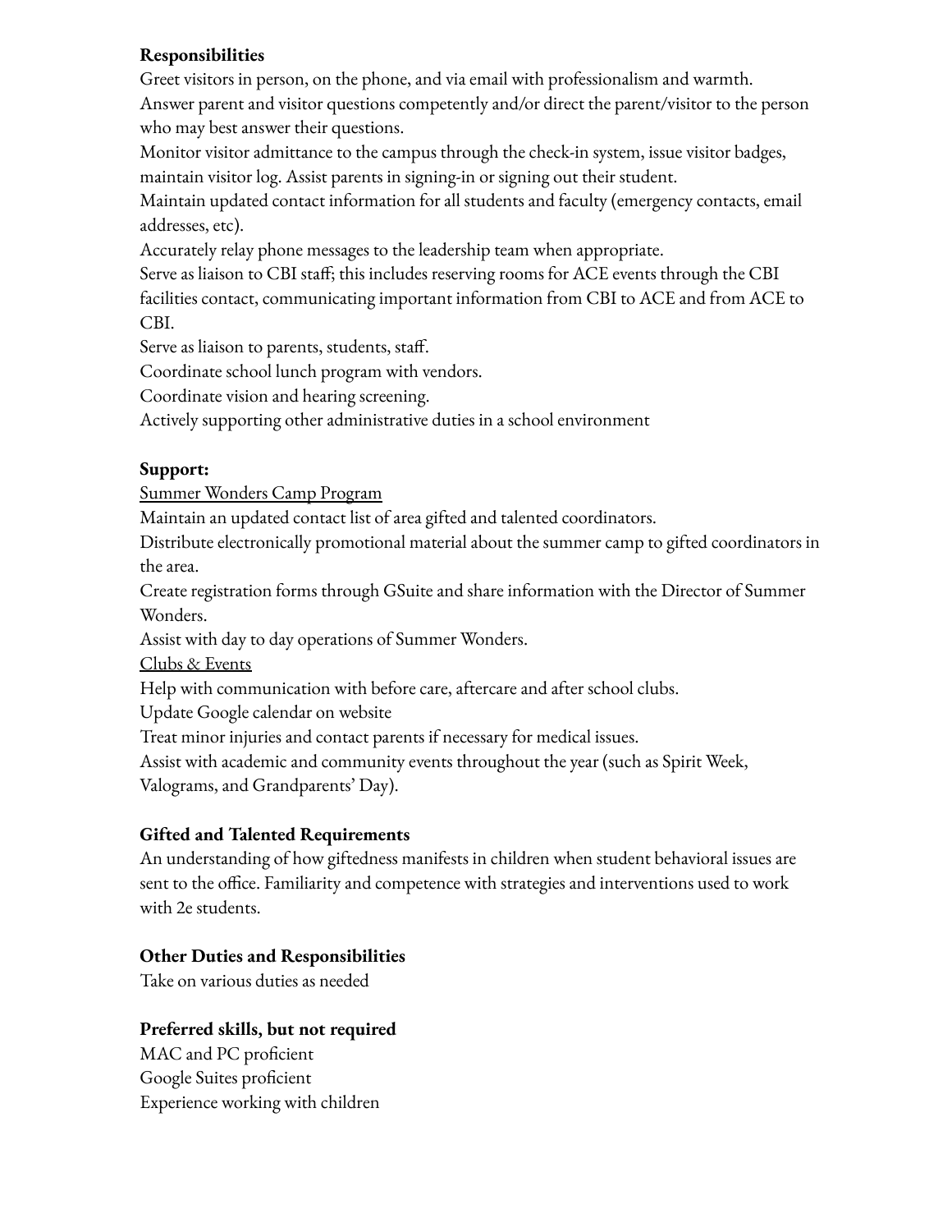**Responsibilities**

Greet visitors in person, on the phone, and via email with professionalism and warmth.
Answer parent and visitor questions competently and/or direct the parent/visitor to the person who may best answer their questions.
Monitor visitor admittance to the campus through the check-in system, issue visitor badges, maintain visitor log. Assist parents in signing-in or signing out their student.
Maintain updated contact information for all students and faculty (emergency contacts, email addresses, etc).
Accurately relay phone messages to the leadership team when appropriate.
Serve as liaison to CBI staff; this includes reserving rooms for ACE events through the CBI facilities contact, communicating important information from CBI to ACE and from ACE to CBI.
Serve as liaison to parents, students, staff.
Coordinate school lunch program with vendors.
Coordinate vision and hearing screening.
Actively supporting other administrative duties in a school environment

**Support:**

<u>Summer Wonders Camp Program</u>
Maintain an updated contact list of area gifted and talented coordinators.
Distribute electronically promotional material about the summer camp to gifted coordinators in the area.
Create registration forms through GSuite and share information with the Director of Summer Wonders.
Assist with day to day operations of Summer Wonders.
<u>Clubs & Events</u>
Help with communication with before care, aftercare and after school clubs.
Update Google calendar on website
Treat minor injuries and contact parents if necessary for medical issues.
Assist with academic and community events throughout the year (such as Spirit Week, Valograms, and Grandparents' Day).

**Gifted and Talented Requirements**

An understanding of how giftedness manifests in children when student behavioral issues are sent to the office. Familiarity and competence with strategies and interventions used to work with 2e students.

**Other Duties and Responsibilities**

Take on various duties as needed

**Preferred skills, but not required**

MAC and PC proficient
Google Suites proficient
Experience working with children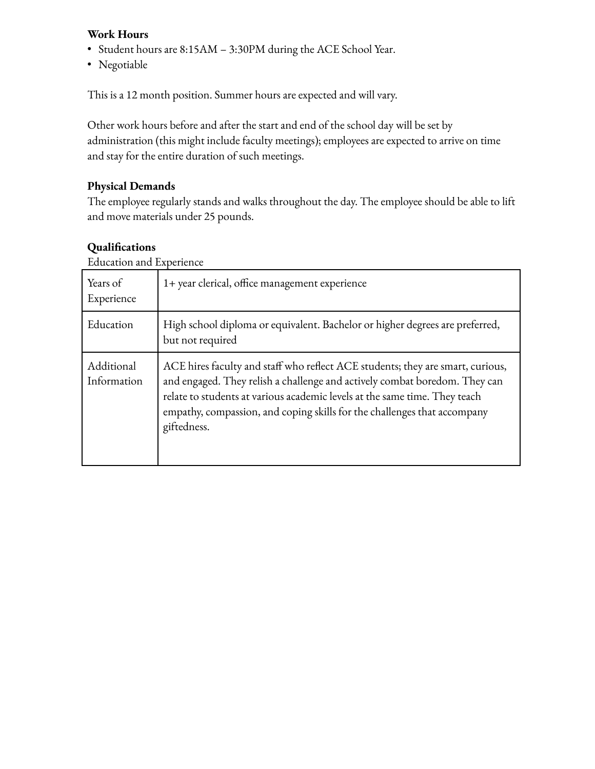**Work Hours**

- Student hours are 8:15AM – 3:30PM during the ACE School Year.
- Negotiable

This is a 12 month position. Summer hours are expected and will vary.

Other work hours before and after the start and end of the school day will be set by administration (this might include faculty meetings); employees are expected to arrive on time and stay for the entire duration of such meetings.

**Physical Demands**

The employee regularly stands and walks throughout the day. The employee should be able to lift and move materials under 25 pounds.

**Qualifications**

Education and Experience

| | |
|---|---|
| Years of Experience | 1+ year clerical, office management experience |
| Education | High school diploma or equivalent. Bachelor or higher degrees are preferred, but not required |
| Additional Information | ACE hires faculty and staff who reflect ACE students; they are smart, curious, and engaged. They relish a challenge and actively combat boredom. They can relate to students at various academic levels at the same time. They teach empathy, compassion, and coping skills for the challenges that accompany giftedness. |